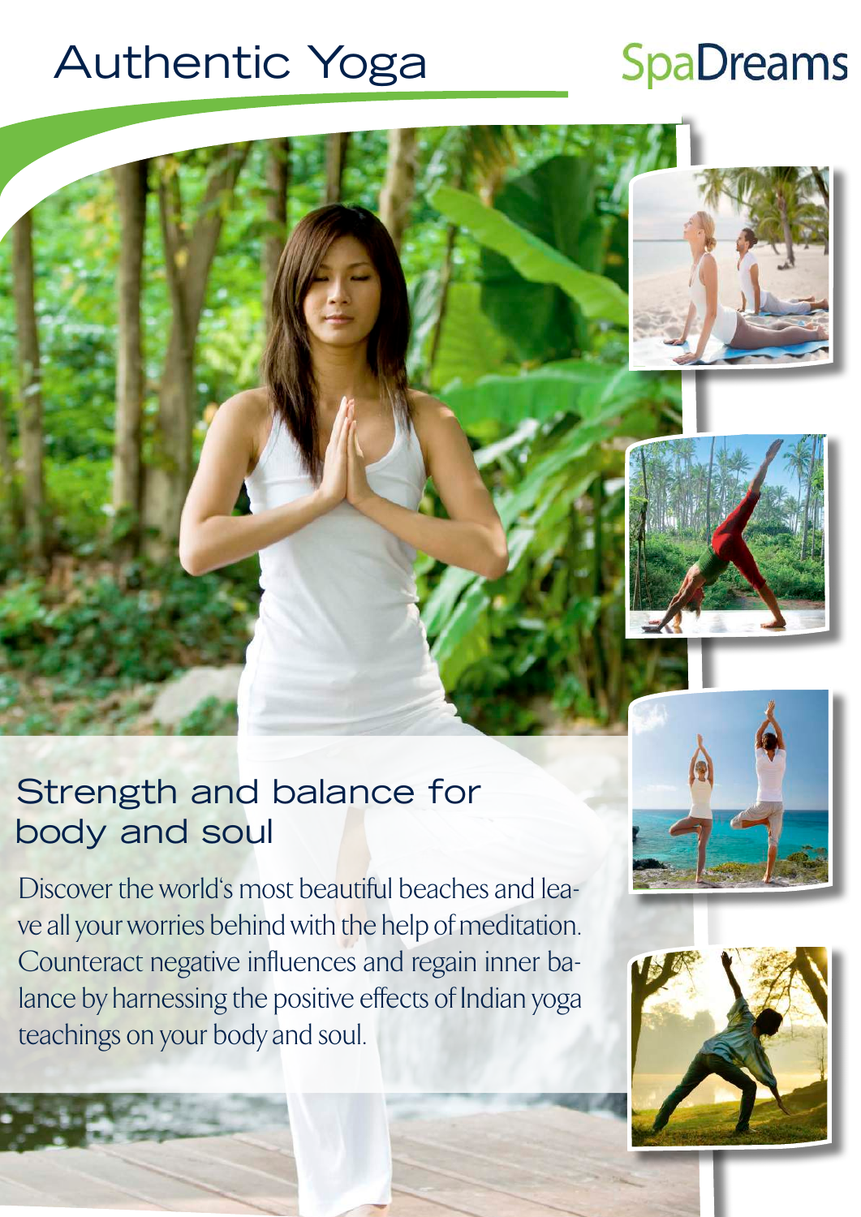# Authentic Yoga

SpaDreams

## Strength and balance for body and soul

Discover the world's most beautiful beaches and leave all your worries behind with the help of meditation. Counteract negative influences and regain inner balance by harnessing the positive effects of Indian yoga teachings on your body and soul.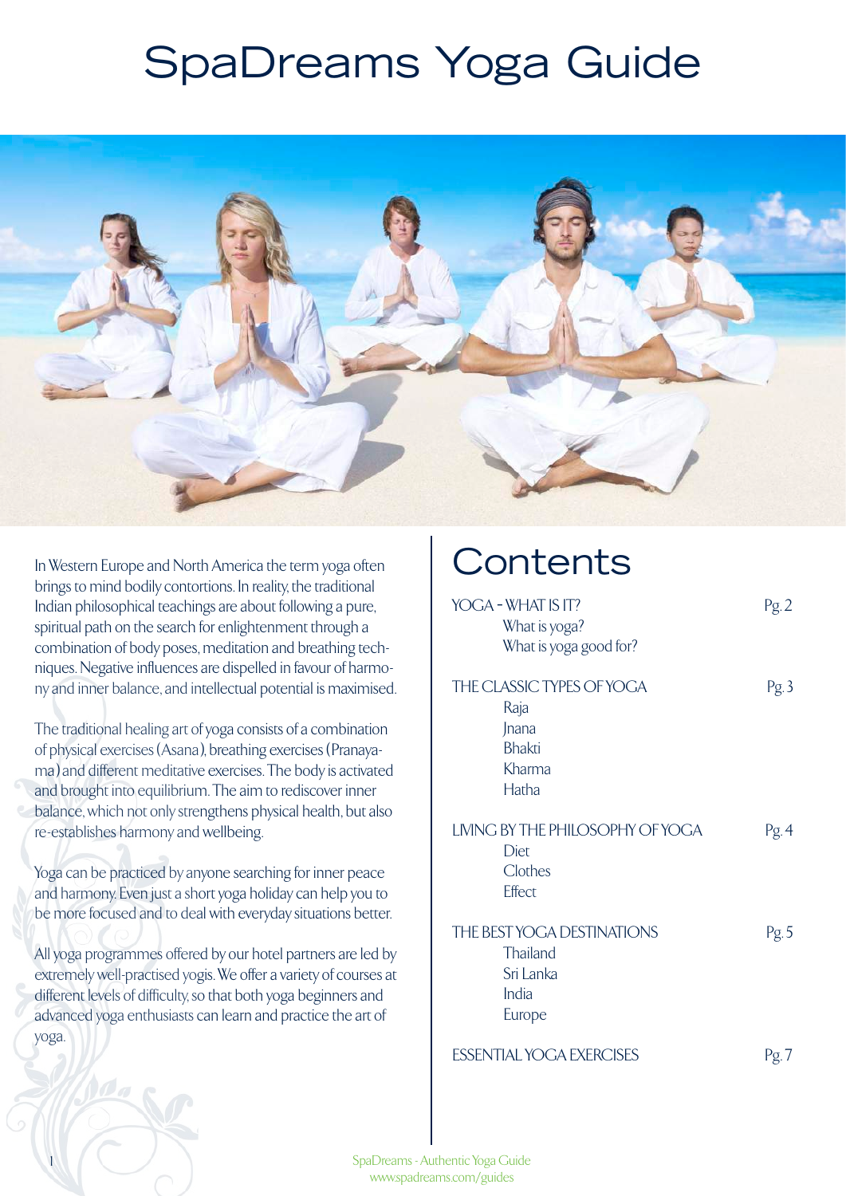# SpaDreams Yoga Guide

In Western Europe and North America the term yoga often brings to mind bodily contortions. In reality, the traditional Indian philosophical teachings are about following a pure, spiritual path on the search for enlightenment through a combination of body poses, meditation and breathing techniques. Negative influences are dispelled in favour of harmony and inner balance, and intellectual potential is maximised.

The traditional healing art of yoga consists of a combination of physical exercises (Asana), breathing exercises (Pranayama) and different meditative exercises. The body is activated and brought into equilibrium. The aim to rediscover inner balance, which not only strengthens physical health, but also re-establishes harmony and wellbeing.

Yoga can be practiced by anyone searching for inner peace and harmony. Even just a short yoga holiday can help you to be more focused and to deal with everyday situations better.

All yoga programmes offered by our hotel partners are led by extremely well-practised yogis. We offer a variety of courses at different levels of difficulty, so that both yoga beginners and advanced yoga enthusiasts can learn and practice the art of yoga.

## Contents

| | |
|---|---|
| YOGA - WHAT IS IT? | Pg. 2 |
| What is yoga? | |
| What is yoga good for? | |
| THE CLASSIC TYPES OF YOGA | Pg. 3 |
| Raja | |
| Jnana | |
| Bhakti | |
| Kharma | |
| Hatha | |
| LIVING BY THE PHILOSOPHY OF YOGA | Pg. 4 |
| Diet | |
| Clothes | |
| Effect | |
| THE BEST YOGA DESTINATIONS | Pg. 5 |
| Thailand | |
| Sri Lanka | |
| India | |
| Europe | |
| ESSENTIAL YOGA EXERCISES | Pg. 7 |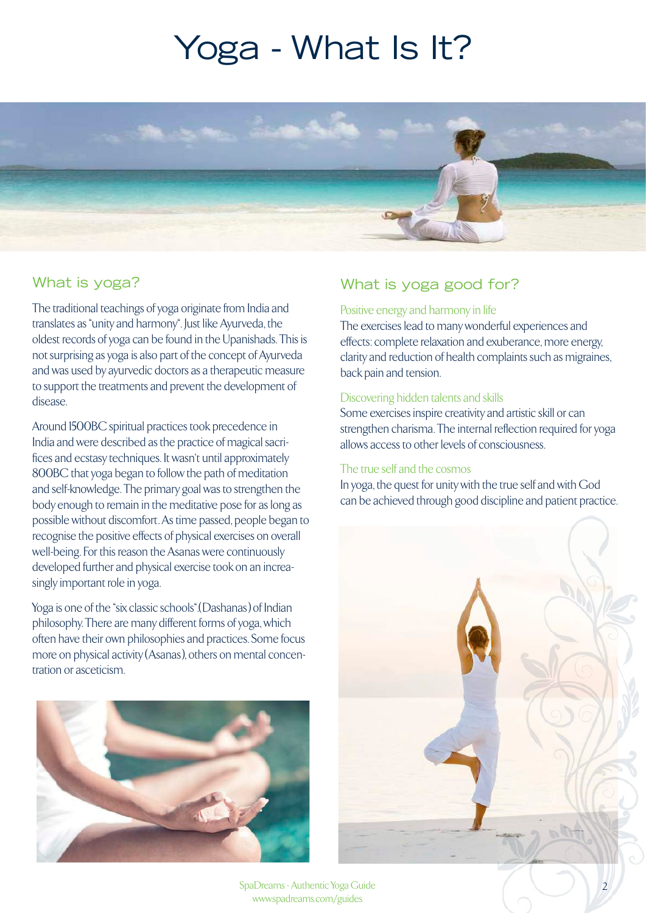# Yoga - What Is It?

## What is yoga?

The traditional teachings of yoga originate from India and translates as "unity and harmony". Just like Ayurveda, the oldest records of yoga can be found in the Upanishads. This is not surprising as yoga is also part of the concept of Ayurveda and was used by ayurvedic doctors as a therapeutic measure to support the treatments and prevent the development of disease.

Around 1500BC spiritual practices took precedence in India and were described as the practice of magical sacrifices and ecstasy techniques. It wasn't until approximately 800BC that yoga began to follow the path of meditation and self-knowledge. The primary goal was to strengthen the body enough to remain in the meditative pose for as long as possible without discomfort. As time passed, people began to recognise the positive effects of physical exercises on overall well-being. For this reason the Asanas were continuously developed further and physical exercise took on an increasingly important role in yoga.

Yoga is one of the "six classic schools" (Dashanas) of Indian philosophy. There are many different forms of yoga, which often have their own philosophies and practices. Some focus more on physical activity (Asanas), others on mental concentration or asceticism.

## What is yoga good for?

### Positive energy and harmony in life

The exercises lead to many wonderful experiences and effects: complete relaxation and exuberance, more energy, clarity and reduction of health complaints such as migraines, back pain and tension.

### Discovering hidden talents and skills

Some exercises inspire creativity and artistic skill or can strengthen charisma. The internal reflection required for yoga allows access to other levels of consciousness.

### The true self and the cosmos

In yoga, the quest for unity with the true self and with God can be achieved through good discipline and patient practice.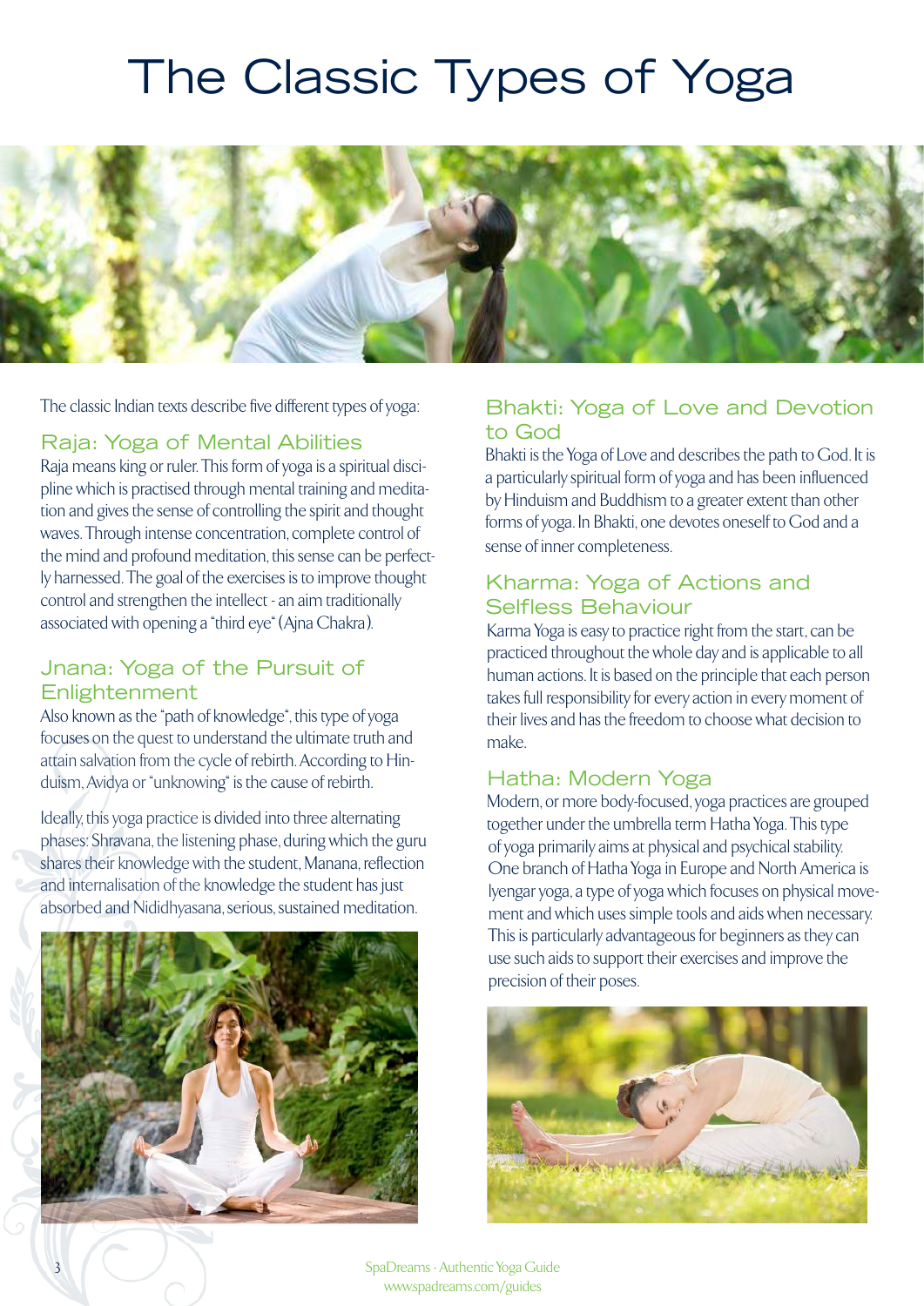# The Classic Types of Yoga

The classic Indian texts describe five different types of yoga:

## Raja: Yoga of Mental Abilities

Raja means king or ruler. This form of yoga is a spiritual discipline which is practised through mental training and meditation and gives the sense of controlling the spirit and thought waves. Through intense concentration, complete control of the mind and profound meditation, this sense can be perfectly harnessed. The goal of the exercises is to improve thought control and strengthen the intellect - an aim traditionally associated with opening a "third eye" (Ajna Chakra).

## Jnana: Yoga of the Pursuit of Enlightenment

Also known as the "path of knowledge", this type of yoga focuses on the quest to understand the ultimate truth and attain salvation from the cycle of rebirth. According to Hinduism, Avidya or "unknowing" is the cause of rebirth.

Ideally, this yoga practice is divided into three alternating phases: Shravana, the listening phase, during which the guru shares their knowledge with the student, Manana, reflection and internalisation of the knowledge the student has just absorbed and Nididhyasana, serious, sustained meditation.

## Bhakti: Yoga of Love and Devotion to God

Bhakti is the Yoga of Love and describes the path to God. It is a particularly spiritual form of yoga and has been influenced by Hinduism and Buddhism to a greater extent than other forms of yoga. In Bhakti, one devotes oneself to God and a sense of inner completeness.

## Kharma: Yoga of Actions and Selfless Behaviour

Karma Yoga is easy to practice right from the start, can be practiced throughout the whole day and is applicable to all human actions. It is based on the principle that each person takes full responsibility for every action in every moment of their lives and has the freedom to choose what decision to make.

## Hatha: Modern Yoga

Modern, or more body-focused, yoga practices are grouped together under the umbrella term Hatha Yoga. This type of yoga primarily aims at physical and psychical stability. One branch of Hatha Yoga in Europe and North America is Iyengar yoga, a type of yoga which focuses on physical movement and which uses simple tools and aids when necessary. This is particularly advantageous for beginners as they can use such aids to support their exercises and improve the precision of their poses.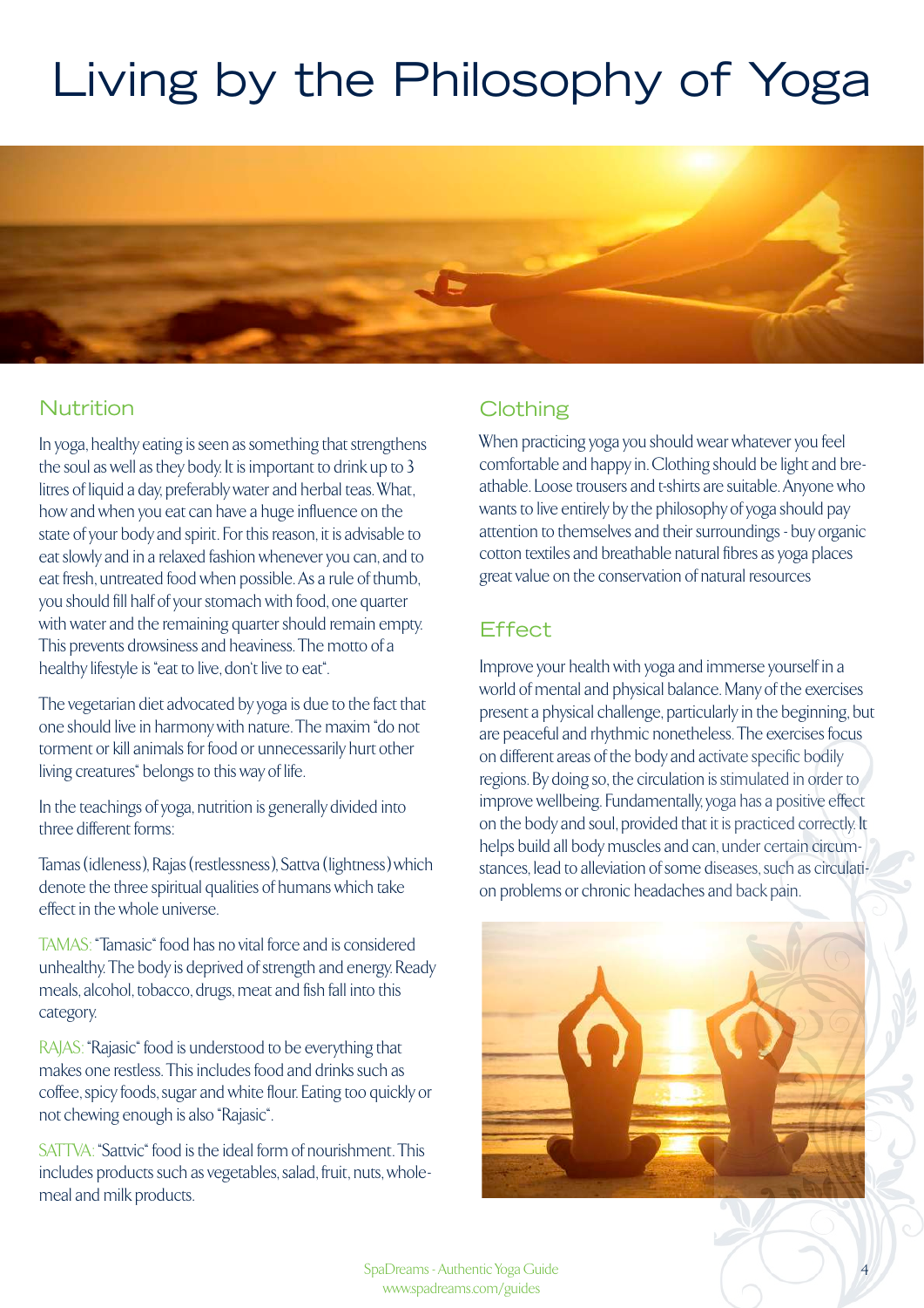# Living by the Philosophy of Yoga

## Nutrition

In yoga, healthy eating is seen as something that strengthens the soul as well as they body. It is important to drink up to 3 litres of liquid a day, preferably water and herbal teas. What, how and when you eat can have a huge influence on the state of your body and spirit. For this reason, it is advisable to eat slowly and in a relaxed fashion whenever you can, and to eat fresh, untreated food when possible. As a rule of thumb, you should fill half of your stomach with food, one quarter with water and the remaining quarter should remain empty. This prevents drowsiness and heaviness. The motto of a healthy lifestyle is "eat to live, don't live to eat".

The vegetarian diet advocated by yoga is due to the fact that one should live in harmony with nature. The maxim "do not torment or kill animals for food or unnecessarily hurt other living creatures" belongs to this way of life.

In the teachings of yoga, nutrition is generally divided into three different forms:

Tamas (idleness), Rajas (restlessness), Sattva (lightness) which denote the three spiritual qualities of humans which take effect in the whole universe.

TAMAS: "Tamasic" food has no vital force and is considered unhealthy. The body is deprived of strength and energy. Ready meals, alcohol, tobacco, drugs, meat and fish fall into this category.

RAJAS: "Rajasic" food is understood to be everything that makes one restless. This includes food and drinks such as coffee, spicy foods, sugar and white flour. Eating too quickly or not chewing enough is also "Rajasic".

SATTVA: "Sattvic" food is the ideal form of nourishment. This includes products such as vegetables, salad, fruit, nuts, wholemeal and milk products.

## Clothing

When practicing yoga you should wear whatever you feel comfortable and happy in. Clothing should be light and breathable. Loose trousers and t-shirts are suitable. Anyone who wants to live entirely by the philosophy of yoga should pay attention to themselves and their surroundings - buy organic cotton textiles and breathable natural fibres as yoga places great value on the conservation of natural resources

## Effect

Improve your health with yoga and immerse yourself in a world of mental and physical balance. Many of the exercises present a physical challenge, particularly in the beginning, but are peaceful and rhythmic nonetheless. The exercises focus on different areas of the body and activate specific bodily regions. By doing so, the circulation is stimulated in order to improve wellbeing. Fundamentally, yoga has a positive effect on the body and soul, provided that it is practiced correctly. It helps build all body muscles and can, under certain circumstances, lead to alleviation of some diseases, such as circulation problems or chronic headaches and back pain.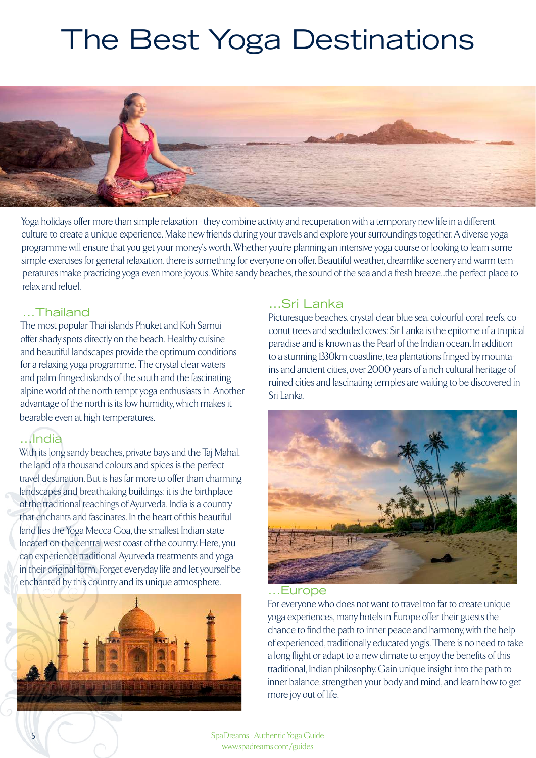# The Best Yoga Destinations

Yoga holidays offer more than simple relaxation - they combine activity and recuperation with a temporary new life in a different culture to create a unique experience. Make new friends during your travels and explore your surroundings together. A diverse yoga programme will ensure that you get your money's worth. Whether you're planning an intensive yoga course or looking to learn some simple exercises for general relaxation, there is something for everyone on offer. Beautiful weather, dreamlike scenery and warm temperatures make practicing yoga even more joyous. White sandy beaches, the sound of the sea and a fresh breeze...the perfect place to relax and refuel.

## ...Thailand

The most popular Thai islands Phuket and Koh Samui offer shady spots directly on the beach. Healthy cuisine and beautiful landscapes provide the optimum conditions for a relaxing yoga programme. The crystal clear waters and palm-fringed islands of the south and the fascinating alpine world of the north tempt yoga enthusiasts in. Another advantage of the north is its low humidity, which makes it bearable even at high temperatures.

## ...India

With its long sandy beaches, private bays and the Taj Mahal, the land of a thousand colours and spices is the perfect travel destination. But is has far more to offer than charming landscapes and breathtaking buildings: it is the birthplace of the traditional teachings of Ayurveda. India is a country that enchants and fascinates. In the heart of this beautiful land lies the Yoga Mecca Goa, the smallest Indian state located on the central west coast of the country. Here, you can experience traditional Ayurveda treatments and yoga in their original form. Forget everyday life and let yourself be enchanted by this country and its unique atmosphere.

## ...Sri Lanka

Picturesque beaches, crystal clear blue sea, colourful coral reefs, coconut trees and secluded coves: Sir Lanka is the epitome of a tropical paradise and is known as the Pearl of the Indian ocean. In addition to a stunning 1330km coastline, tea plantations fringed by mountains and ancient cities, over 2000 years of a rich cultural heritage of ruined cities and fascinating temples are waiting to be discovered in Sri Lanka.

## ...Europe

For everyone who does not want to travel too far to create unique yoga experiences, many hotels in Europe offer their guests the chance to find the path to inner peace and harmony, with the help of experienced, traditionally educated yogis. There is no need to take a long flight or adapt to a new climate to enjoy the benefits of this traditional, Indian philosophy. Gain unique insight into the path to inner balance, strengthen your body and mind, and learn how to get more joy out of life.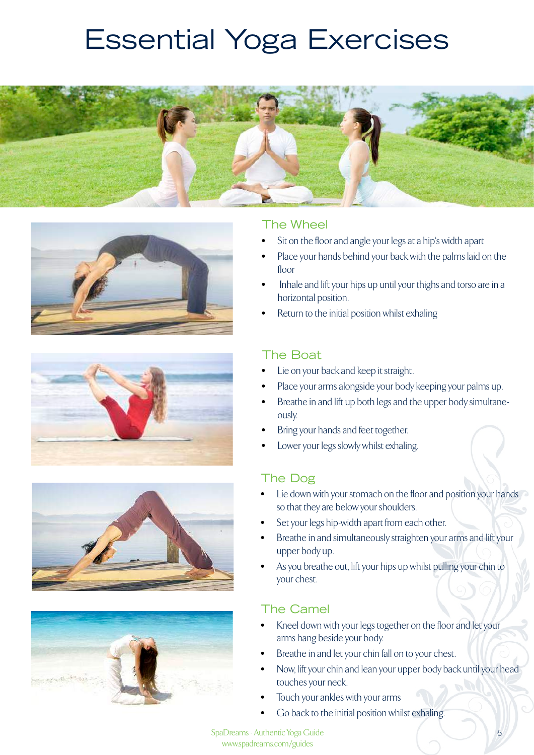# Essential Yoga Exercises

## The Wheel

- Sit on the floor and angle your legs at a hip's width apart
- Place your hands behind your back with the palms laid on the floor
- Inhale and lift your hips up until your thighs and torso are in a horizontal position.
- Return to the initial position whilst exhaling

## The Boat

- Lie on your back and keep it straight.
- Place your arms alongside your body keeping your palms up.
- Breathe in and lift up both legs and the upper body simultaneously.
- Bring your hands and feet together.
- Lower your legs slowly whilst exhaling.

## The Dog

- Lie down with your stomach on the floor and position your hands so that they are below your shoulders.
- Set your legs hip-width apart from each other.
- Breathe in and simultaneously straighten your arms and lift your upper body up.
- As you breathe out, lift your hips up whilst pulling your chin to your chest.

## The Camel

- Kneel down with your legs together on the floor and let your arms hang beside your body.
- Breathe in and let your chin fall on to your chest.
- Now, lift your chin and lean your upper body back until your head touches your neck.
- Touch your ankles with your arms
- Go back to the initial position whilst exhaling.

SpaDreams - Authentic Yoga Guide
www.spadreams.com/guides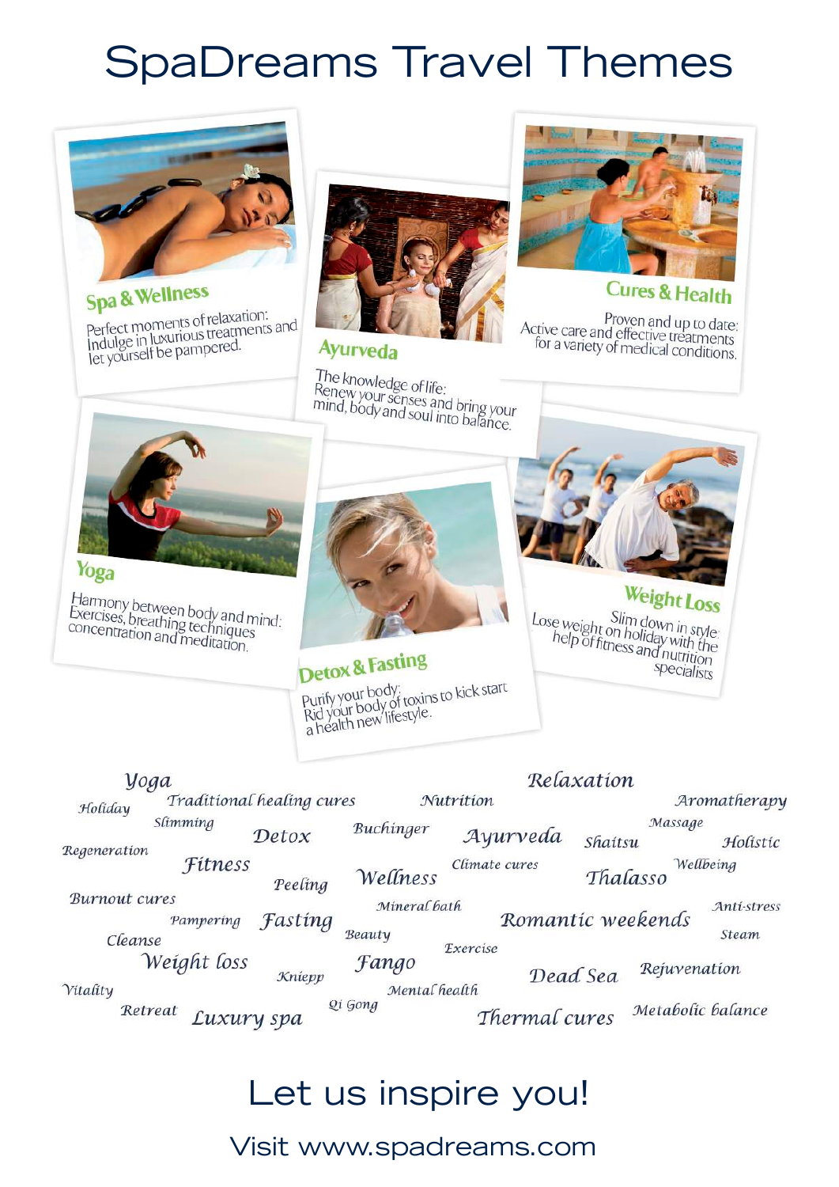# SpaDreams Travel Themes

## Spa & Wellness

Perfect moments of relaxation: Indulge in luxurious treatments and let yourself be pampered.

## Ayurveda

The knowledge of life: Renew your senses and bring your mind, body and soul into balance.

## Cures & Health

Proven and up to date: Active care and effective treatments for a variety of medical conditions.

## Yoga

Harmony between body and mind: Exercises, breathing techniques concentration and meditation.

## Detox & Fasting

Purify your body: Rid your body of toxins to kick start a health new lifestyle.

## Weight Loss

Slim down in style: Lose weight on holiday with the help of fitness and nutrition specialists

Yoga · Relaxation · Holiday · Traditional healing cures · Nutrition · Aromatherapy · Slimming · Massage · Detox · Buchinger · Ayurveda · Shaitsu · Holistic · Regeneration · Fitness · Climate cures · Wellbeing · Peeling · Wellness · Thalasso · Burnout cures · Mineral bath · Anti-stress · Pampering · Fasting · Romantic weekends · Cleanse · Beauty · Steam · Exercise · Weight loss · Kniepp · Fango · Dead Sea · Rejuvenation · Vitality · Mental health · Retreat · Luxury spa · Qi Gong · Thermal cures · Metabolic balance

## Let us inspire you!

Visit www.spadreams.com